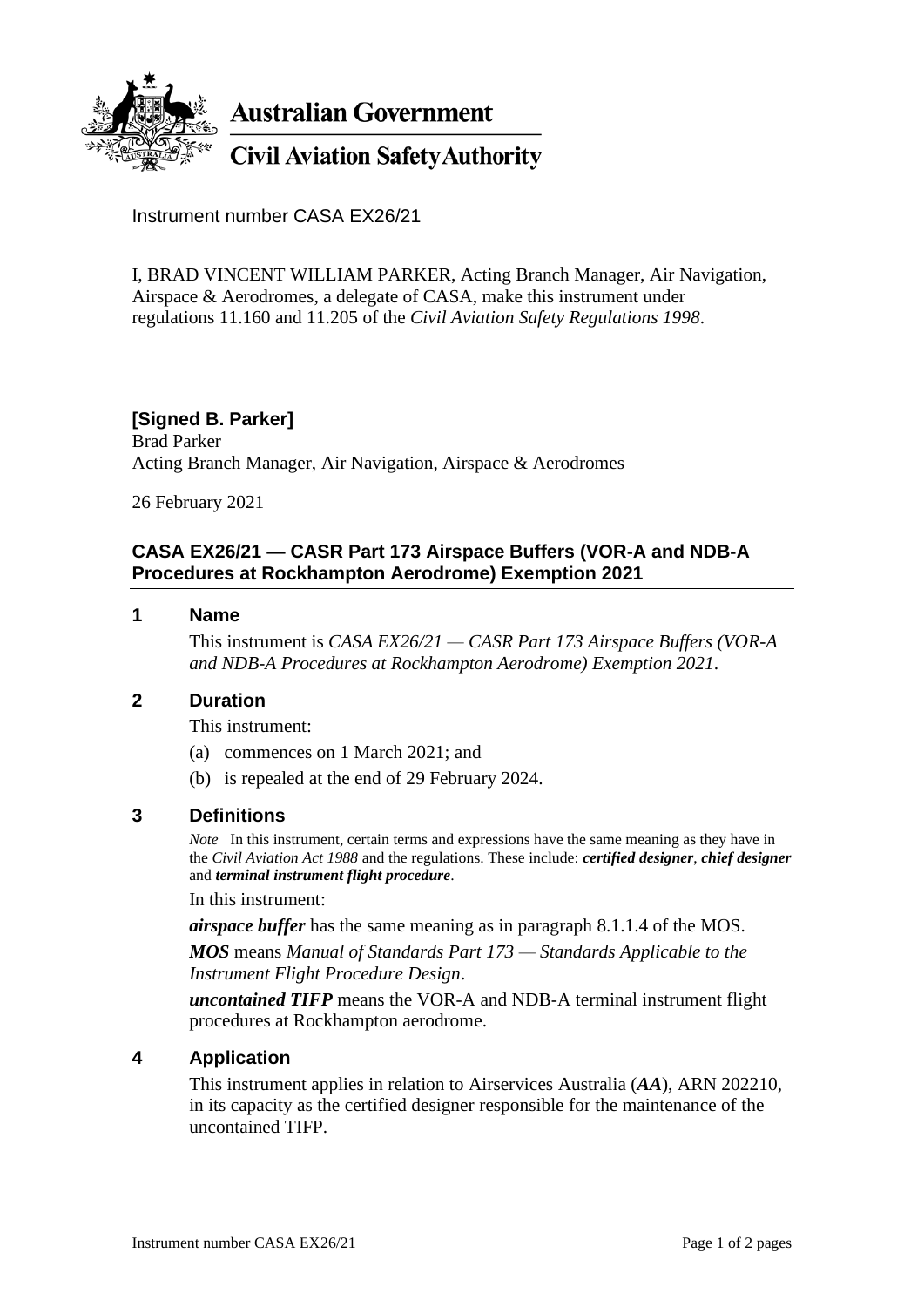**Australian Government**

**Civil Aviation Safety Authority**

Instrument number CASA EX26/21

I, BRAD VINCENT WILLIAM PARKER, Acting Branch Manager, Air Navigation, Airspace & Aerodromes, a delegate of CASA, make this instrument under regulations 11.160 and 11.205 of the *Civil Aviation Safety Regulations 1998*.

**[Signed B. Parker]**
Brad Parker
Acting Branch Manager, Air Navigation, Airspace & Aerodromes

26 February 2021

## CASA EX26/21 — CASR Part 173 Airspace Buffers (VOR-A and NDB-A Procedures at Rockhampton Aerodrome) Exemption 2021

### 1 Name

This instrument is *CASA EX26/21 — CASR Part 173 Airspace Buffers (VOR-A and NDB-A Procedures at Rockhampton Aerodrome) Exemption 2021*.

### 2 Duration

This instrument:

(a) commences on 1 March 2021; and

(b) is repealed at the end of 29 February 2024.

### 3 Definitions

*Note* In this instrument, certain terms and expressions have the same meaning as they have in the *Civil Aviation Act 1988* and the regulations. These include: ***certified designer***, ***chief designer*** and ***terminal instrument flight procedure***.

In this instrument:

***airspace buffer*** has the same meaning as in paragraph 8.1.1.4 of the MOS.

***MOS*** means *Manual of Standards Part 173 — Standards Applicable to the Instrument Flight Procedure Design*.

***uncontained TIFP*** means the VOR-A and NDB-A terminal instrument flight procedures at Rockhampton aerodrome.

### 4 Application

This instrument applies in relation to Airservices Australia (***AA***), ARN 202210, in its capacity as the certified designer responsible for the maintenance of the uncontained TIFP.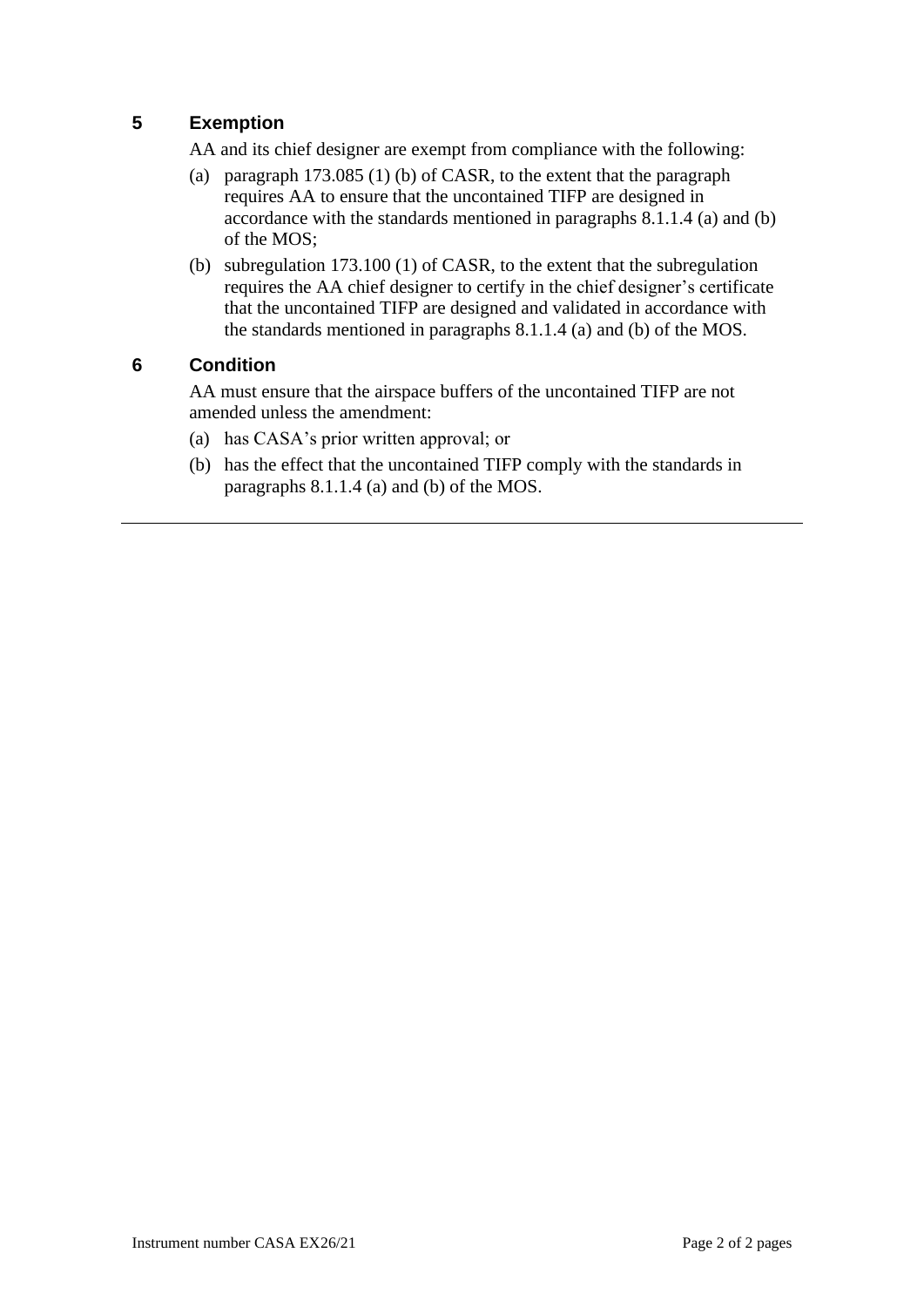## 5 Exemption

AA and its chief designer are exempt from compliance with the following:

(a) paragraph 173.085 (1) (b) of CASR, to the extent that the paragraph requires AA to ensure that the uncontained TIFP are designed in accordance with the standards mentioned in paragraphs 8.1.1.4 (a) and (b) of the MOS;

(b) subregulation 173.100 (1) of CASR, to the extent that the subregulation requires the AA chief designer to certify in the chief designer's certificate that the uncontained TIFP are designed and validated in accordance with the standards mentioned in paragraphs 8.1.1.4 (a) and (b) of the MOS.

## 6 Condition

AA must ensure that the airspace buffers of the uncontained TIFP are not amended unless the amendment:

(a) has CASA's prior written approval; or

(b) has the effect that the uncontained TIFP comply with the standards in paragraphs 8.1.1.4 (a) and (b) of the MOS.